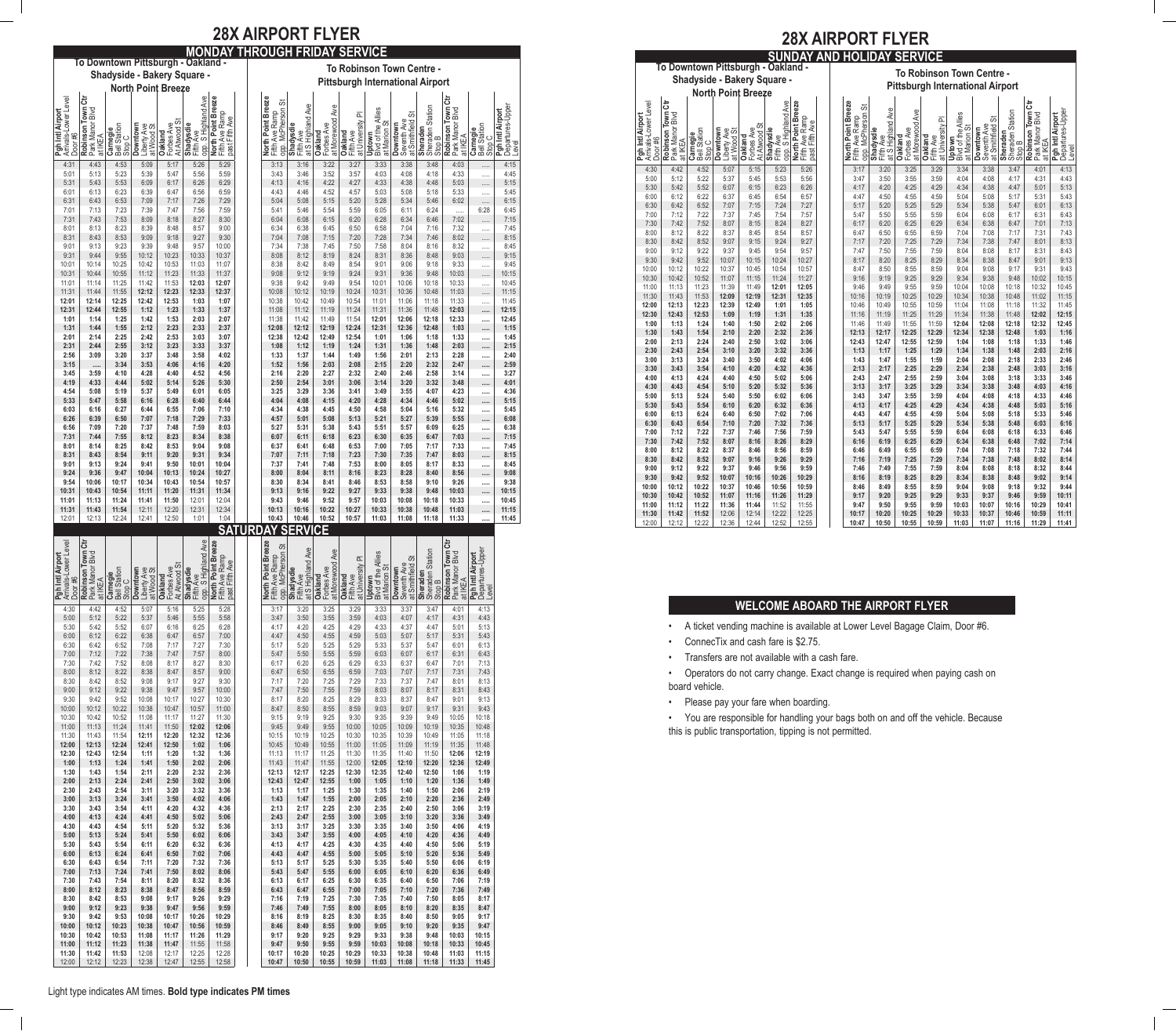# 28X AIRPORT FLYER

## MONDAY THROUGH FRIDAY SERVICE

### To Downtown Pittsburgh - Oakland - Shadyside - Bakery Square - North Point Breeze

| Pgh Intl Airport Arrivals-Lower Level Door #6 | Robinson Town Ctr Park Manor Blvd at IKEA | Carnegie Bell Station Stop C | Downtown Liberty Ave at Wood St | Oakland Forbes Ave At Atwood St | Shadyside Fifth Ave opp. S Highland Ave | North Point Breeze Fifth Ave Ramp past Fifth Ave |
|---|---|---|---|---|---|---|
| 4:31 | 4:43 | 4:53 | 5:09 | 5:17 | 5:26 | 5:29 |
| 5:01 | 5:13 | 5:23 | 5:39 | 5:47 | 5:56 | 5:59 |
| 5:31 | 5:43 | 5:53 | 6:09 | 6:17 | 6:26 | 6:29 |
| 6:01 | 6:13 | 6:23 | 6:39 | 6:47 | 6:56 | 6:59 |
| 6:31 | 6:43 | 6:53 | 7:09 | 7:17 | 7:26 | 7:29 |
| 7:01 | 7:13 | 7:23 | 7:39 | 7:47 | 7:56 | 7:59 |
| 7:31 | 7:43 | 7:53 | 8:09 | 8:18 | 8:27 | 8:30 |
| 8:01 | 8:13 | 8:23 | 8:39 | 8:48 | 8:57 | 9:00 |
| 8:31 | 8:43 | 8:53 | 9:09 | 9:18 | 9:27 | 9:30 |
| 9:01 | 9:13 | 9:23 | 9:39 | 9:48 | 9:57 | 10:00 |
| 9:31 | 9:44 | 9:55 | 10:12 | 10:23 | 10:33 | 10:37 |
| 10:01 | 10:14 | 10:25 | 10:42 | 10:53 | 11:03 | 11:07 |
| 10:31 | 10:44 | 10:55 | 11:12 | 11:23 | 11:33 | 11:37 |
| 11:01 | 11:14 | 11:25 | 11:42 | 11:53 | **12:03** | **12:07** |
| 11:31 | 11:44 | 11:55 | **12:12** | **12:23** | **12:33** | **12:37** |
| **12:01** | **12:14** | **12:25** | **12:42** | **12:53** | **1:03** | **1:07** |
| **12:31** | **12:44** | **12:55** | **1:12** | **1:23** | **1:33** | **1:37** |
| **1:01** | **1:14** | **1:25** | **1:42** | **1:53** | **2:03** | **2:07** |
| **1:31** | **1:44** | **1:55** | **2:12** | **2:23** | **2:33** | **2:37** |
| **2:01** | **2:14** | **2:25** | **2:42** | **2:53** | **3:03** | **3:07** |
| **2:31** | **2:44** | **2:55** | **3:12** | **3:23** | **3:33** | **3:37** |
| **2:56** | **3:09** | **3:20** | **3:37** | **3:48** | **3:58** | **4:02** |
| **3:15** | ..... | **3:34** | **3:53** | **4:06** | **4:16** | **4:20** |
| **3:45** | **3:59** | **4:10** | **4:28** | **4:40** | **4:52** | **4:56** |
| **4:19** | **4:33** | **4:44** | **5:02** | **5:14** | **5:26** | **5:30** |
| **4:54** | **5:08** | **5:19** | **5:37** | **5:49** | **6:01** | **6:05** |
| **5:33** | **5:47** | **5:58** | **6:16** | **6:28** | **6:40** | **6:44** |
| **6:03** | **6:16** | **6:27** | **6:44** | **6:55** | **7:06** | **7:10** |
| **6:26** | **6:39** | **6:50** | **7:07** | **7:18** | **7:29** | **7:33** |
| **6:56** | **7:09** | **7:20** | **7:37** | **7:48** | **7:59** | **8:03** |
| **7:31** | **7:44** | **7:55** | **8:12** | **8:23** | **8:34** | **8:38** |
| **8:01** | **8:14** | **8:25** | **8:42** | **8:53** | **9:04** | **9:08** |
| **8:31** | **8:43** | **8:54** | **9:11** | **9:20** | **9:31** | **9:34** |
| **9:01** | **9:13** | **9:24** | **9:41** | **9:50** | **10:01** | **10:04** |
| **9:24** | **9:36** | **9:47** | **10:04** | **10:13** | **10:24** | **10:27** |
| **9:54** | **10:06** | **10:17** | **10:34** | **10:43** | **10:54** | **10:57** |
| **10:31** | **10:43** | **10:54** | **11:11** | **11:20** | **11:31** | **11:34** |
| **11:01** | **11:13** | **11:24** | **11:41** | **11:50** | 12:01 | 12:04 |
| **11:31** | **11:43** | **11:54** | 12:11 | 12:20 | 12:31 | 12:34 |
| 12:01 | 12:13 | 12:24 | 12:41 | 12:50 | 1:01 | 1:04 |

### To Robinson Town Centre - Pittsburgh International Airport

| North Point Breeze Fifth Ave Ramp opp. McPherson St | Shadysdie Fifth Ave at S Highland Ave | Oakland Forbes Ave at Morewood Ave | Oakland Fifth Ave at University Pl | Uptown Blvd of the Allies at Marion St | Downtown Seventh Ave at Smithfield St | Sheraden Sheraden Station Stop B | Robinson Town Ctr Park Manor Blvd at IKEA | Carnegie Bell Station Stop C | Pgh Intl Airport Departures-Upper Level |
|---|---|---|---|---|---|---|---|---|---|
| 3:13 | 3:16 | 3:22 | 3:27 | 3:33 | 3:38 | 3:48 | 4:03 | ..... | 4:15 |
| 3:43 | 3:46 | 3:52 | 3:57 | 4:03 | 4:08 | 4:18 | 4:33 | ..... | 4:45 |
| 4:13 | 4:16 | 4:22 | 4:27 | 4:33 | 4:38 | 4:48 | 5:03 | ..... | 5:15 |
| 4:43 | 4:46 | 4:52 | 4:57 | 5:03 | 5:08 | 5:18 | 5:33 | ..... | 5:45 |
| 5:04 | 5:08 | 5:15 | 5:20 | 5:28 | 5:34 | 5:46 | 6:02 | ..... | 6:15 |
| 5:41 | 5:46 | 5:54 | 5:59 | 6:05 | 6:11 | 6:24 | ..... | 6:28 | 6:45 |
| 6:04 | 6:08 | 6:15 | 6:20 | 6:28 | 6:34 | 6:46 | 7:02 | ..... | 7:15 |
| 6:34 | 6:38 | 6:45 | 6:50 | 6:58 | 7:04 | 7:16 | 7:32 | ..... | 7:45 |
| 7:04 | 7:08 | 7:15 | 7:20 | 7:28 | 7:34 | 7:46 | 8:02 | ..... | 8:15 |
| 7:34 | 7:38 | 7:45 | 7:50 | 7:58 | 8:04 | 8:16 | 8:32 | ..... | 8:45 |
| 8:08 | 8:12 | 8:19 | 8:24 | 8:31 | 8:36 | 8:48 | 9:03 | ..... | 9:15 |
| 8:38 | 8:42 | 8:49 | 8:54 | 9:01 | 9:06 | 9:18 | 9:33 | ..... | 9:45 |
| 9:08 | 9:12 | 9:19 | 9:24 | 9:31 | 9:36 | 9:48 | 10:03 | ..... | 10:15 |
| 9:38 | 9:42 | 9:49 | 9:54 | 10:01 | 10:06 | 10:18 | 10:33 | ..... | 10:45 |
| 10:08 | 10:12 | 10:19 | 10:24 | 10:31 | 10:36 | 10:48 | 11:03 | ..... | 11:15 |
| 10:38 | 10:42 | 10:49 | 10:54 | 11:01 | 11:06 | 11:18 | 11:33 | ..... | 11:45 |
| 11:08 | 11:12 | 11:19 | 11:24 | 11:31 | 11:36 | 11:48 | **12:03** | ..... | **12:15** |
| 11:38 | 11:42 | 11:49 | 11:54 | **12:01** | **12:06** | **12:18** | **12:33** | ..... | **12:45** |
| **12:08** | **12:12** | **12:19** | **12:24** | **12:31** | **12:36** | **12:48** | **1:03** | ..... | **1:15** |
| **12:38** | **12:42** | **12:49** | **12:54** | **1:01** | **1:06** | **1:18** | **1:33** | ..... | **1:45** |
| **1:08** | **1:12** | **1:19** | **1:24** | **1:31** | **1:36** | **1:48** | **2:03** | ..... | **2:15** |
| **1:33** | **1:37** | **1:44** | **1:49** | **1:56** | **2:01** | **2:13** | **2:28** | ..... | **2:40** |
| **1:52** | **1:56** | **2:03** | **2:08** | **2:15** | **2:20** | **2:32** | **2:47** | ..... | **2:59** |
| **2:16** | **2:20** | **2:27** | **2:32** | **2:40** | **2:46** | **2:58** | **3:14** | ..... | **3:27** |
| **2:50** | **2:54** | **3:01** | **3:06** | **3:14** | **3:20** | **3:32** | **3:48** | ..... | **4:01** |
| **3:25** | **3:29** | **3:36** | **3:41** | **3:49** | **3:55** | **4:07** | **4:23** | ..... | **4:36** |
| **4:04** | **4:08** | **4:15** | **4:20** | **4:28** | **4:34** | **4:46** | **5:02** | ..... | **5:15** |
| **4:34** | **4:38** | **4:45** | **4:50** | **4:58** | **5:04** | **5:16** | **5:32** | ..... | **5:45** |
| **4:57** | **5:01** | **5:08** | **5:13** | **5:21** | **5:27** | **5:39** | **5:55** | ..... | **6:08** |
| **5:27** | **5:31** | **5:38** | **5:43** | **5:51** | **5:57** | **6:09** | **6:25** | ..... | **6:38** |
| **6:07** | **6:11** | **6:18** | **6:23** | **6:30** | **6:35** | **6:47** | **7:03** | ..... | **7:15** |
| **6:37** | **6:41** | **6:48** | **6:53** | **7:00** | **7:05** | **7:17** | **7:33** | ..... | **7:45** |
| **7:07** | **7:11** | **7:18** | **7:23** | **7:30** | **7:35** | **7:47** | **8:03** | ..... | **8:15** |
| **7:37** | **7:41** | **7:48** | **7:53** | **8:00** | **8:05** | **8:17** | **8:33** | ..... | **8:45** |
| **8:00** | **8:04** | **8:11** | **8:16** | **8:23** | **8:28** | **8:40** | **8:56** | ..... | **9:08** |
| **8:30** | **8:34** | **8:41** | **8:46** | **8:53** | **8:58** | **9:10** | **9:26** | ..... | **9:38** |
| **9:13** | **9:16** | **9:22** | **9:27** | **9:33** | **9:38** | **9:48** | **10:03** | ..... | **10:15** |
| **9:43** | **9:46** | **9:52** | **9:57** | **10:03** | **10:08** | **10:18** | **10:33** | ..... | **10:45** |
| **10:13** | **10:16** | **10:22** | **10:27** | **10:33** | **10:38** | **10:48** | **11:03** | ..... | **11:15** |
| **10:43** | **10:46** | **10:52** | **10:57** | **11:03** | **11:08** | **11:18** | **11:33** | ..... | **11:45** |

## SATURDAY SERVICE

### To Downtown Pittsburgh - Oakland - Shadyside - Bakery Square - North Point Breeze

| Pgh Intl Airport Arrivals-Lower Level Door #6 | Robinson Town Ctr Park Manor Blvd at IKEA | Carnegie Bell Station Stop C | Downtown Liberty Ave at Wood St | Oakland Forbes Ave At Atwood St | Shadysdie Fifth Ave opp. S Highland Ave | North Point Breeze Fifth Ave Ramp past Fifth Ave |
|---|---|---|---|---|---|---|
| 4:30 | 4:42 | 4:52 | 5:07 | 5:16 | 5:25 | 5:28 |
| 5:00 | 5:12 | 5:22 | 5:37 | 5:46 | 5:55 | 5:58 |
| 5:30 | 5:42 | 5:52 | 6:07 | 6:16 | 6:25 | 6:28 |
| 6:00 | 6:12 | 6:22 | 6:38 | 6:47 | 6:57 | 7:00 |
| 6:30 | 6:42 | 6:52 | 7:08 | 7:17 | 7:27 | 7:30 |
| 7:00 | 7:12 | 7:22 | 7:38 | 7:47 | 7:57 | 8:00 |
| 7:30 | 7:42 | 7:52 | 8:08 | 8:17 | 8:27 | 8:30 |
| 8:00 | 8:12 | 8:22 | 8:38 | 8:47 | 8:57 | 9:00 |
| 8:30 | 8:42 | 8:52 | 9:08 | 9:17 | 9:27 | 9:30 |
| 9:00 | 9:12 | 9:22 | 9:38 | 9:47 | 9:57 | 10:00 |
| 9:30 | 9:42 | 9:52 | 10:08 | 10:17 | 10:27 | 10:30 |
| 10:00 | 10:12 | 10:22 | 10:38 | 10:47 | 10:57 | 11:00 |
| 10:30 | 10:42 | 10:52 | 11:08 | 11:17 | 11:27 | 11:30 |
| 11:00 | 11:13 | 11:24 | 11:40 | 11:50 | **12:02** | **12:06** |
| 11:30 | 11:43 | 11:54 | **12:11** | **12:20** | **12:32** | **12:36** |
| **12:00** | **12:13** | **12:24** | **12:41** | **12:50** | **1:02** | **1:06** |
| **12:30** | **12:43** | **12:54** | **1:11** | **1:20** | **1:32** | **1:36** |
| **1:00** | **1:13** | **1:24** | **1:41** | **1:50** | **2:02** | **2:06** |
| **1:30** | **1:43** | **1:54** | **2:11** | **2:20** | **2:32** | **2:36** |
| **2:00** | **2:13** | **2:24** | **2:41** | **2:50** | **3:02** | **3:06** |
| **2:30** | **2:43** | **2:54** | **3:11** | **3:20** | **3:32** | **3:36** |
| **3:00** | **3:13** | **3:24** | **3:41** | **3:50** | **4:02** | **4:06** |
| **3:30** | **3:43** | **3:54** | **4:11** | **4:20** | **4:32** | **4:36** |
| **4:00** | **4:13** | **4:24** | **4:41** | **4:50** | **5:02** | **5:06** |
| **4:30** | **4:43** | **4:54** | **5:11** | **5:20** | **5:32** | **5:36** |
| **5:00** | **5:13** | **5:24** | **5:41** | **5:50** | **6:02** | **6:06** |
| **5:30** | **5:43** | **5:54** | **6:11** | **6:20** | **6:32** | **6:36** |
| **6:00** | **6:13** | **6:24** | **6:41** | **6:50** | **7:02** | **7:06** |
| **6:30** | **6:43** | **6:54** | **7:11** | **7:20** | **7:32** | **7:36** |
| **7:00** | **7:13** | **7:24** | **7:41** | **7:50** | **8:02** | **8:06** |
| **7:30** | **7:43** | **7:54** | **8:11** | **8:20** | **8:32** | **8:36** |
| **8:00** | **8:12** | **8:23** | **8:38** | **8:47** | **8:56** | **8:59** |
| **8:30** | **8:42** | **8:53** | **9:08** | **9:17** | **9:26** | **9:29** |
| **9:00** | **9:12** | **9:23** | **9:38** | **9:47** | **9:56** | **9:59** |
| **9:30** | **9:42** | **9:53** | **10:08** | **10:17** | **10:26** | **10:29** |
| **10:00** | **10:12** | **10:23** | **10:38** | **10:47** | **10:56** | **10:59** |
| **10:30** | **10:42** | **10:53** | **11:08** | **11:17** | **11:26** | **11:29** |
| **11:00** | **11:12** | **11:23** | **11:38** | **11:47** | **11:55** | **11:58** |
| **11:30** | **11:42** | **11:53** | 12:08 | 12:17 | 12:25 | 12:28 |
| 12:00 | 12:12 | 12:23 | 12:38 | 12:47 | 12:55 | 12:58 |

### To Robinson Town Centre - Pittsburgh International Airport

| North Point Breeze Fifth Ave Ramp opp. McPherson St | Shadysdie Fifth Ave at S Highland Ave | Oakland Forbes Ave at Morewood Ave | Oakland Fifth Ave at University Pl | Uptown Blvd of the Allies at Marion St | Downtown Seventh Ave at Smithfield St | Sheraden Sheraden Station Stop B | Robinson Town Ctr Park Manor Blvd at IKEA | Pgh Intl Airport Departures-Upper Level |
|---|---|---|---|---|---|---|---|---|
| 3:17 | 3:20 | 3:25 | 3:29 | 3:33 | 3:37 | 3:47 | 4:01 | 4:13 |
| 3:47 | 3:50 | 3:55 | 3:59 | 4:03 | 4:07 | 4:17 | 4:31 | 4:43 |
| 4:17 | 4:20 | 4:25 | 4:29 | 4:33 | 4:37 | 4:47 | 5:01 | 5:13 |
| 4:47 | 4:50 | 4:55 | 4:59 | 5:03 | 5:07 | 5:17 | 5:31 | 5:43 |
| 5:17 | 5:20 | 5:25 | 5:29 | 5:33 | 5:37 | 5:47 | 6:01 | 6:13 |
| 5:47 | 5:50 | 5:55 | 5:59 | 6:03 | 6:07 | 6:17 | 6:31 | 6:43 |
| 6:17 | 6:20 | 6:25 | 6:29 | 6:33 | 6:37 | 6:47 | 7:01 | 7:13 |
| 6:47 | 6:50 | 6:55 | 6:59 | 7:03 | 7:07 | 7:17 | 7:31 | 7:43 |
| 7:17 | 7:20 | 7:25 | 7:29 | 7:33 | 7:37 | 7:47 | 8:01 | 8:13 |
| 7:47 | 7:50 | 7:55 | 7:59 | 8:03 | 8:07 | 8:17 | 8:31 | 8:43 |
| 8:17 | 8:20 | 8:25 | 8:29 | 8:33 | 8:37 | 8:47 | 9:01 | 9:13 |
| 8:47 | 8:50 | 8:55 | 8:59 | 9:03 | 9:07 | 9:17 | 9:31 | 9:43 |
| 9:15 | 9:19 | 9:25 | 9:30 | 9:35 | 9:39 | 9:49 | 10:05 | 10:18 |
| 9:45 | 9:49 | 9:55 | 10:00 | 10:05 | 10:09 | 10:19 | 10:35 | 10:48 |
| 10:15 | 10:19 | 10:25 | 10:30 | 10:35 | 10:39 | 10:49 | 11:05 | 11:18 |
| 10:45 | 10:49 | 10:55 | 11:00 | 11:05 | 11:09 | 11:19 | 11:35 | 11:48 |
| 11:13 | 11:17 | 11:25 | 11:30 | 11:35 | 11:40 | 11:50 | **12:06** | **12:19** |
| 11:43 | 11:47 | 11:55 | **12:00** | **12:05** | **12:10** | **12:20** | **12:36** | **12:49** |
| **12:13** | **12:17** | **12:25** | **12:30** | **12:35** | **12:40** | **12:50** | **1:06** | **1:19** |
| **12:43** | **12:47** | **12:55** | **1:00** | **1:05** | **1:10** | **1:20** | **1:36** | **1:49** |
| **1:13** | **1:17** | **1:25** | **1:30** | **1:35** | **1:40** | **1:50** | **2:06** | **2:19** |
| **1:43** | **1:47** | **1:55** | **2:00** | **2:05** | **2:10** | **2:20** | **2:36** | **2:49** |
| **2:13** | **2:17** | **2:25** | **2:30** | **2:35** | **2:40** | **2:50** | **3:06** | **3:19** |
| **2:43** | **2:47** | **2:55** | **3:00** | **3:05** | **3:10** | **3:20** | **3:36** | **3:49** |
| **3:13** | **3:17** | **3:25** | **3:30** | **3:35** | **3:40** | **3:50** | **4:06** | **4:19** |
| **3:43** | **3:47** | **3:55** | **4:00** | **4:05** | **4:10** | **4:20** | **4:36** | **4:49** |
| **4:13** | **4:17** | **4:25** | **4:30** | **4:35** | **4:40** | **4:50** | **5:06** | **5:19** |
| **4:43** | **4:47** | **4:55** | **5:00** | **5:05** | **5:10** | **5:20** | **5:36** | **5:49** |
| **5:13** | **5:17** | **5:25** | **5:30** | **5:35** | **5:40** | **5:50** | **6:06** | **6:19** |
| **5:43** | **5:47** | **5:55** | **6:00** | **6:05** | **6:10** | **6:20** | **6:36** | **6:49** |
| **6:13** | **6:17** | **6:25** | **6:30** | **6:35** | **6:40** | **6:50** | **7:06** | **7:19** |
| **6:43** | **6:47** | **6:55** | **7:00** | **7:05** | **7:10** | **7:20** | **7:36** | **7:49** |
| **7:16** | **7:19** | **7:25** | **7:30** | **7:35** | **7:40** | **7:50** | **8:05** | **8:17** |
| **7:46** | **7:49** | **7:55** | **8:00** | **8:05** | **8:10** | **8:20** | **8:35** | **8:47** |
| **8:16** | **8:19** | **8:25** | **8:30** | **8:35** | **8:40** | **8:50** | **9:05** | **9:17** |
| **8:46** | **8:49** | **8:55** | **9:00** | **9:05** | **9:10** | **9:20** | **9:35** | **9:47** |
| **9:17** | **9:20** | **9:25** | **9:29** | **9:33** | **9:38** | **9:48** | **10:03** | **10:15** |
| **9:47** | **9:50** | **9:55** | **9:59** | **10:03** | **10:08** | **10:18** | **10:33** | **10:45** |
| **10:17** | **10:20** | **10:25** | **10:29** | **10:33** | **10:38** | **10:48** | **11:03** | **11:15** |
| **10:47** | **10:50** | **10:55** | **10:59** | **11:03** | **11:08** | **11:18** | **11:33** | **11:45** |

Light type indicates AM times. **Bold type indicates PM times**

# 28X AIRPORT FLYER

## SUNDAY AND HOLIDAY SERVICE

### To Downtown Pittsburgh - Oakland - Shadyside - Bakery Square - North Point Breeze

| Pgh Intl Airport Arrivals-Lower Level Door #6 | Robinson Town Ctr Park Manor Blvd at IKEA | Carnegie Bell Station Stop C | Downtown Liberty Ave at Wood St | Oakland Forbes Ave At Atwood St | Shadysdie Fifth Ave opp. S Highland Ave | North Point Breeze Fifth Ave Ramp past Fifth Ave |
|---|---|---|---|---|---|---|
| 4:30 | 4:42 | 4:52 | 5:07 | 5:15 | 5:23 | 5:26 |
| 5:00 | 5:12 | 5:22 | 5:37 | 5:45 | 5:53 | 5:56 |
| 5:30 | 5:42 | 5:52 | 6:07 | 6:15 | 6:23 | 6:26 |
| 6:00 | 6:12 | 6:22 | 6:37 | 6:45 | 6:54 | 6:57 |
| 6:30 | 6:42 | 6:52 | 7:07 | 7:15 | 7:24 | 7:27 |
| 7:00 | 7:12 | 7:22 | 7:37 | 7:45 | 7:54 | 7:57 |
| 7:30 | 7:42 | 7:52 | 8:07 | 8:15 | 8:24 | 8:27 |
| 8:00 | 8:12 | 8:22 | 8:37 | 8:45 | 8:54 | 8:57 |
| 8:30 | 8:42 | 8:52 | 9:07 | 9:15 | 9:24 | 9:27 |
| 9:00 | 9:12 | 9:22 | 9:37 | 9:45 | 9:54 | 9:57 |
| 9:30 | 9:42 | 9:52 | 10:07 | 10:15 | 10:24 | 10:27 |
| 10:00 | 10:12 | 10:22 | 10:37 | 10:45 | 10:54 | 10:57 |
| 10:30 | 10:42 | 10:52 | 11:07 | 11:15 | 11:24 | 11:27 |
| 11:00 | 11:13 | 11:23 | 11:39 | 11:49 | **12:01** | **12:05** |
| 11:30 | 11:43 | 11:53 | **12:09** | **12:19** | **12:31** | **12:35** |
| **12:00** | **12:13** | **12:23** | **12:39** | **12:49** | **1:01** | **1:05** |
| **12:30** | **12:43** | **12:53** | **1:09** | **1:19** | **1:31** | **1:35** |
| **1:00** | **1:13** | **1:24** | **1:40** | **1:50** | **2:02** | **2:06** |
| **1:30** | **1:43** | **1:54** | **2:10** | **2:20** | **2:32** | **2:36** |
| **2:00** | **2:13** | **2:24** | **2:40** | **2:50** | **3:02** | **3:06** |
| **2:30** | **2:43** | **2:54** | **3:10** | **3:20** | **3:32** | **3:36** |
| **3:00** | **3:13** | **3:24** | **3:40** | **3:50** | **4:02** | **4:06** |
| **3:30** | **3:43** | **3:54** | **4:10** | **4:20** | **4:32** | **4:36** |
| **4:00** | **4:13** | **4:24** | **4:40** | **4:50** | **5:02** | **5:06** |
| **4:30** | **4:43** | **4:54** | **5:10** | **5:20** | **5:32** | **5:36** |
| **5:00** | **5:13** | **5:24** | **5:40** | **5:50** | **6:02** | **6:06** |
| **5:30** | **5:43** | **5:54** | **6:10** | **6:20** | **6:32** | **6:36** |
| **6:00** | **6:13** | **6:24** | **6:40** | **6:50** | **7:02** | **7:06** |
| **6:30** | **6:43** | **6:54** | **7:10** | **7:20** | **7:32** | **7:36** |
| **7:00** | **7:12** | **7:22** | **7:37** | **7:46** | **7:56** | **7:59** |
| **7:30** | **7:42** | **7:52** | **8:07** | **8:16** | **8:26** | **8:29** |
| **8:00** | **8:12** | **8:22** | **8:37** | **8:46** | **8:56** | **8:59** |
| **8:30** | **8:42** | **8:52** | **9:07** | **9:16** | **9:26** | **9:29** |
| **9:00** | **9:12** | **9:22** | **9:37** | **9:46** | **9:56** | **9:59** |
| **9:30** | **9:42** | **9:52** | **10:07** | **10:16** | **10:26** | **10:29** |
| **10:00** | **10:12** | **10:22** | **10:37** | **10:46** | **10:56** | **10:59** |
| **10:30** | **10:42** | **10:52** | **11:07** | **11:16** | **11:26** | **11:29** |
| **11:00** | **11:12** | **11:22** | **11:36** | **11:44** | 11:52 | 11:55 |
| **11:30** | **11:42** | **11:52** | 12:06 | 12:14 | 12:22 | 12:25 |
| 12:00 | 12:12 | 12:22 | 12:36 | 12:44 | 12:52 | 12:55 |

### To Robinson Town Centre - Pittsburgh International Airport

| North Point Breeze Fifth Ave Ramp opp. McPherson St | Shadysdie Fifth Ave at S Highland Ave | Oakland Forbes Ave at Morewood Ave | Oakland Fifth Ave at University Pl | Uptown Blvd of the Allies at Marion St | Downtown Seventh Ave at Smithfield St | Sheraden Sheraden Station Stop B | Robinson Town Ctr Park Manor Blvd at IKEA | Pgh Intl Airport Departures-Upper Level |
|---|---|---|---|---|---|---|---|---|
| 3:17 | 3:20 | 3:25 | 3:29 | 3:34 | 3:38 | 3:47 | 4:01 | 4:13 |
| 3:47 | 3:50 | 3:55 | 3:59 | 4:04 | 4:08 | 4:17 | 4:31 | 4:43 |
| 4:17 | 4:20 | 4:25 | 4:29 | 4:34 | 4:38 | 4:47 | 5:01 | 5:13 |
| 4:47 | 4:50 | 4:55 | 4:59 | 5:04 | 5:08 | 5:17 | 5:31 | 5:43 |
| 5:17 | 5:20 | 5:25 | 5:29 | 5:34 | 5:38 | 5:47 | 6:01 | 6:13 |
| 5:47 | 5:50 | 5:55 | 5:59 | 6:04 | 6:08 | 6:17 | 6:31 | 6:43 |
| 6:17 | 6:20 | 6:25 | 6:29 | 6:34 | 6:38 | 6:47 | 7:01 | 7:13 |
| 6:47 | 6:50 | 6:55 | 6:59 | 7:04 | 7:08 | 7:17 | 7:31 | 7:43 |
| 7:17 | 7:20 | 7:25 | 7:29 | 7:34 | 7:38 | 7:47 | 8:01 | 8:13 |
| 7:47 | 7:50 | 7:55 | 7:59 | 8:04 | 8:08 | 8:17 | 8:31 | 8:43 |
| 8:17 | 8:20 | 8:25 | 8:29 | 8:34 | 8:38 | 8:47 | 9:01 | 9:13 |
| 8:47 | 8:50 | 8:55 | 8:59 | 9:04 | 9:08 | 9:17 | 9:31 | 9:43 |
| 9:16 | 9:19 | 9:25 | 9:29 | 9:34 | 9:38 | 9:48 | 10:02 | 10:15 |
| 9:46 | 9:49 | 9:55 | 9:59 | 10:04 | 10:08 | 10:18 | 10:32 | 10:45 |
| 10:16 | 10:19 | 10:25 | 10:29 | 10:34 | 10:38 | 10:48 | 11:02 | 11:15 |
| 10:46 | 10:49 | 10:55 | 10:59 | 11:04 | 11:08 | 11:18 | 11:32 | 11:45 |
| 11:16 | 11:19 | 11:25 | 11:29 | 11:34 | 11:38 | 11:48 | **12:02** | **12:15** |
| 11:46 | 11:49 | 11:55 | 11:59 | **12:04** | **12:08** | **12:18** | **12:32** | **12:45** |
| **12:13** | **12:17** | **12:25** | **12:29** | **12:34** | **12:38** | **12:48** | **1:02** | **1:16** |
| **12:43** | **12:47** | **12:55** | **12:59** | **1:04** | **1:08** | **1:18** | **1:33** | **1:46** |
| **1:13** | **1:17** | **1:25** | **1:29** | **1:34** | **1:38** | **1:48** | **2:03** | **2:16** |
| **1:43** | **1:47** | **1:55** | **1:59** | **2:04** | **2:08** | **2:18** | **2:33** | **2:46** |
| **2:13** | **2:17** | **2:25** | **2:29** | **2:34** | **2:38** | **2:48** | **3:03** | **3:16** |
| **2:43** | **2:47** | **2:55** | **2:59** | **3:04** | **3:08** | **3:18** | **3:33** | **3:46** |
| **3:13** | **3:17** | **3:25** | **3:29** | **3:34** | **3:38** | **3:48** | **4:03** | **4:16** |
| **3:43** | **3:47** | **3:55** | **3:59** | **4:04** | **4:08** | **4:18** | **4:33** | **4:46** |
| **4:13** | **4:17** | **4:25** | **4:29** | **4:34** | **4:38** | **4:48** | **5:03** | **5:16** |
| **4:43** | **4:47** | **4:55** | **4:59** | **5:04** | **5:08** | **5:18** | **5:33** | **5:46** |
| **5:13** | **5:17** | **5:25** | **5:29** | **5:34** | **5:38** | **5:48** | **6:03** | **6:16** |
| **5:43** | **5:47** | **5:55** | **5:59** | **6:04** | **6:08** | **6:18** | **6:33** | **6:46** |
| **6:16** | **6:19** | **6:25** | **6:29** | **6:34** | **6:38** | **6:48** | **7:02** | **7:14** |
| **6:46** | **6:49** | **6:55** | **6:59** | **7:04** | **7:08** | **7:18** | **7:32** | **7:44** |
| **7:16** | **7:19** | **7:25** | **7:29** | **7:34** | **7:38** | **7:48** | **8:02** | **8:14** |
| **7:46** | **7:49** | **7:55** | **7:59** | **8:04** | **8:08** | **8:18** | **8:32** | **8:44** |
| **8:16** | **8:19** | **8:25** | **8:29** | **8:34** | **8:38** | **8:48** | **9:02** | **9:14** |
| **8:46** | **8:49** | **8:55** | **8:59** | **9:04** | **9:08** | **9:18** | **9:32** | **9:44** |
| **9:17** | **9:20** | **9:25** | **9:29** | **9:33** | **9:37** | **9:46** | **9:59** | **10:11** |
| **9:47** | **9:50** | **9:55** | **9:59** | **10:03** | **10:07** | **10:16** | **10:29** | **10:41** |
| **10:17** | **10:20** | **10:25** | **10:29** | **10:33** | **10:37** | **10:46** | **10:59** | **11:11** |
| **10:47** | **10:50** | **10:55** | **10:59** | **11:03** | **11:07** | **11:16** | **11:29** | **11:41** |

## WELCOME ABOARD THE AIRPORT FLYER

- A ticket vending machine is available at Lower Level Bagage Claim, Door #6.
- ConnecTix and cash fare is $2.75.
- Transfers are not available with a cash fare.
- Operators do not carry change. Exact change is required when paying cash on board vehicle.
- Please pay your fare when boarding.
- You are responsible for handling your bags both on and off the vehicle. Because this is public transportation, tipping is not permitted.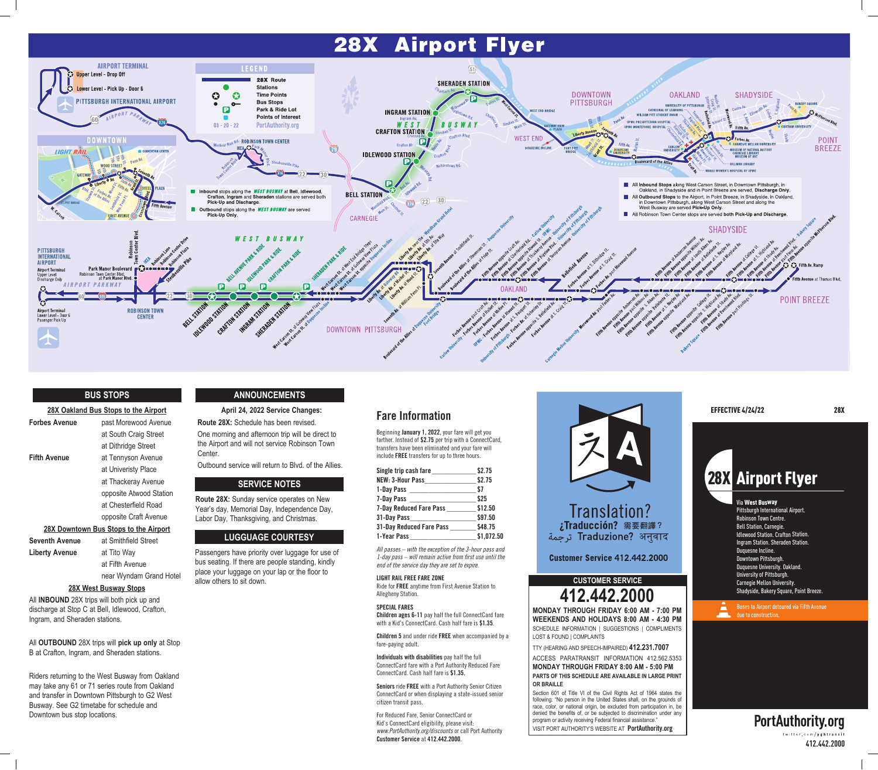# 28X Airport Flyer

## BUS STOPS

### 28X Oakland Bus Stops to the Airport

| | |
|---|---|
| **Forbes Avenue** | past Morewood Avenue |
| | at South Craig Street |
| | at Dithridge Street |
| **Fifth Avenue** | at Tennyson Avenue |
| | at Univeristy Place |
| | at Thackeray Avenue |
| | opposite Atwood Station |
| | at Chesterfield Road |
| | opposite Craft Avenue |

### 28X Downtown Bus Stops to the Airport

| | |
|---|---|
| **Seventh Avenue** | at Smithfield Street |
| **Liberty Avenue** | at Tito Way |
| | at Fifth Avenue |
| | near Wyndam Grand Hotel |

### 28X West Busway Stops

All **INBOUND** 28X trips will both pick up and discharge at Stop C at Bell, Idlewood, Crafton, Ingram, and Sheraden stations.

All **OUTBOUND** 28X trips will **pick up only** at Stop B at Crafton, Ingram, and Sheraden stations.

Riders returning to the West Busway from Oakland may take any 61 or 71 series route from Oakland and transfer in Downtown Pittsburgh to G2 West Busway. See G2 timetable for schedule and Downtown bus stop locations.

## ANNOUNCEMENTS

**April 24, 2022 Service Changes:**

**Route 28X:** Schedule has been revised.

One morning and afternoon trip will be direct to the Airport and will not service Robinson Town Center.

Outbound service will return to Blvd. of the Allies.

## SERVICE NOTES

**Route 28X:** Sunday service operates on New Year's day, Memorial Day, Independence Day, Labor Day, Thanksgiving, and Christmas.

## LUGGUAGE COURTESY

Passengers have priority over luggage for use of bus seating. If there are people standing, kindly place your luggage on your lap or the floor to allow others to sit down.

## Fare Information

Beginning **January 1, 2022**, your fare will get you farther. Instead of **$2.75** per trip with a ConnectCard, transfers have been eliminated and your fare will include **FREE** transfers for up to three hours.

| | |
|---|---|
| Single trip cash fare | $2.75 |
| NEW: 3-Hour Pass | $2.75 |
| 1-Day Pass | $7 |
| 7-Day Pass | $25 |
| 7-Day Reduced Fare Pass | $12.50 |
| 31-Day Pass | $97.50 |
| 31-Day Reduced Fare Pass | $48.75 |
| 1-Year Pass | $1,072.50 |

*All passes – with the exception of the 3-hour pass and 1-day pass – will remain active from first use until the end of the service day they are set to expire.*

**LIGHT RAIL FREE FARE ZONE**
Ride for **FREE** anytime from First Avenue Station to Allegheny Station.

**SPECIAL FARES**
**Children ages 6-11** pay half the full ConnectCard fare with a Kid's ConnectCard. Cash half fare is **$1.35**.

**Children 5** and under ride **FREE** when accompanied by a fare-paying adult.

**Individuals with disabilities** pay half the full ConnectCard fare with a Port Authority Reduced Fare ConnectCard. Cash half fare is **$1.35**.

**Seniors** ride **FREE** with a Port Authority Senior Citizen ConnectCard or when displaying a state-issued senior citizen transit pass.

For Reduced Fare, Senior ConnectCard or Kid's ConnectCard eligibility, please visit: *www.PortAuthority.org/discounts* or call Port Authority **Customer Service** at **412.442.2000**.

Translation?
¿Traducción? 需要翻譯？ ترجمة Traduzione? अनुवाद

**Customer Service 412.442.2000**

## CUSTOMER SERVICE

# 412.442.2000

**MONDAY THROUGH FRIDAY 6:00 AM - 7:00 PM**
**WEEKENDS AND HOLIDAYS 8:00 AM - 4:30 PM**
SCHEDULE INFORMATION | SUGGESTIONS | COMPLIMENTS
LOST & FOUND | COMPLAINTS

TTY (HEARING AND SPEECH-IMPAIRED) **412.231.7007**

ACCESS PARATRANSIT INFORMATION 412.562.5353
**MONDAY THROUGH FRIDAY 8:00 AM - 5:00 PM**

**PARTS OF THIS SCHEDULE ARE AVAILABLE IN LARGE PRINT OR BRAILLE**

Section 601 of Title VI of the Civil Rights Act of 1964 states the following: "No person in the United States shall, on the grounds of race, color, or national origin, be excluded from participation in, be denied the benefits of, or be subjected to discrimination under any program or activity receiving Federal financial assistance."

VISIT PORT AUTHORITY'S WEBSITE AT **PortAuthority.org**

**EFFECTIVE 4/24/22** **28X**

# 28X Airport Flyer

Via **West Busway**
Pittsburgh International Airport.
Robinson Town Centre.
Bell Station, Carnegie.
Idlewood Station. Crafton Station.
Ingram Station. Sheraden Station.
Duquesne Incline.
Downtown Pittsburgh.
Duquesne University. Oakland.
University of Pittsburgh.
Carnegie Mellon University.
Shadyside, Bakery Square, Point Breeze.

Buses to Airport detoured via Fifth Avenue due to construction.

**PortAuthority.org**
twitter.com/pghtransit
412.442.2000